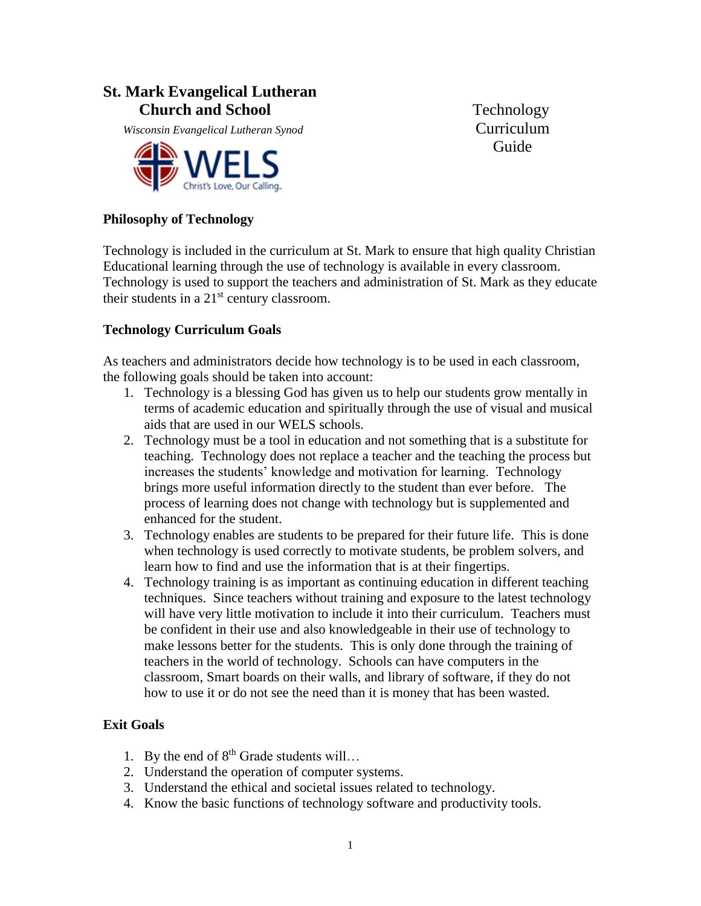# St. Mark Evangelical Lutheran Church and School

*Wisconsin Evangelical Lutheran Synod*

WELS Christ's Love, Our Calling.

Technology Curriculum Guide

## Philosophy of Technology

Technology is included in the curriculum at St. Mark to ensure that high quality Christian Educational learning through the use of technology is available in every classroom. Technology is used to support the teachers and administration of St. Mark as they educate their students in a 21st century classroom.

## Technology Curriculum Goals

As teachers and administrators decide how technology is to be used in each classroom, the following goals should be taken into account:

1. Technology is a blessing God has given us to help our students grow mentally in terms of academic education and spiritually through the use of visual and musical aids that are used in our WELS schools.
2. Technology must be a tool in education and not something that is a substitute for teaching. Technology does not replace a teacher and the teaching the process but increases the students' knowledge and motivation for learning. Technology brings more useful information directly to the student than ever before. The process of learning does not change with technology but is supplemented and enhanced for the student.
3. Technology enables are students to be prepared for their future life. This is done when technology is used correctly to motivate students, be problem solvers, and learn how to find and use the information that is at their fingertips.
4. Technology training is as important as continuing education in different teaching techniques. Since teachers without training and exposure to the latest technology will have very little motivation to include it into their curriculum. Teachers must be confident in their use and also knowledgeable in their use of technology to make lessons better for the students. This is only done through the training of teachers in the world of technology. Schools can have computers in the classroom, Smart boards on their walls, and library of software, if they do not how to use it or do not see the need than it is money that has been wasted.

## Exit Goals

1. By the end of 8th Grade students will…
2. Understand the operation of computer systems.
3. Understand the ethical and societal issues related to technology.
4. Know the basic functions of technology software and productivity tools.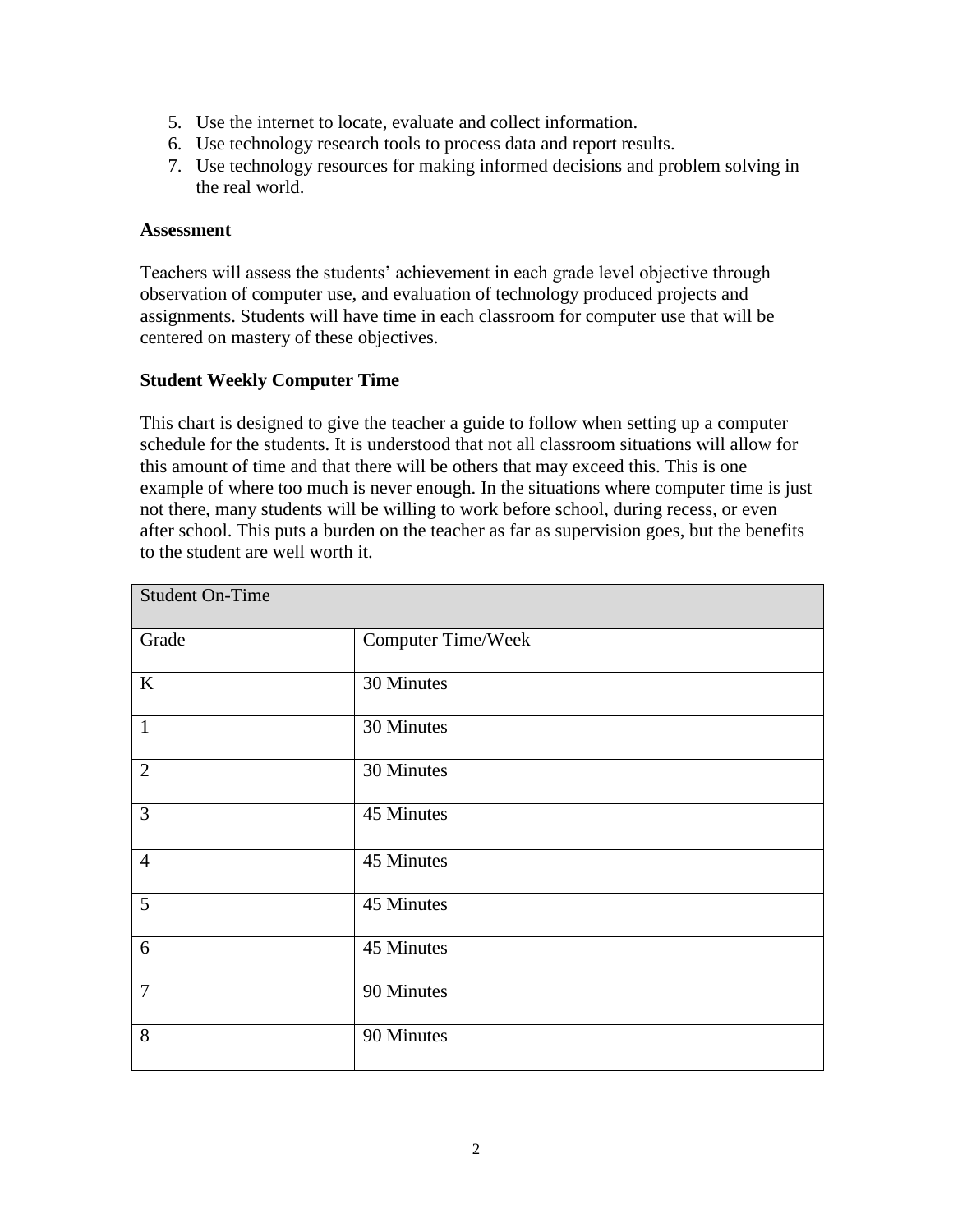5. Use the internet to locate, evaluate and collect information.
6. Use technology research tools to process data and report results.
7. Use technology resources for making informed decisions and problem solving in the real world.

**Assessment**

Teachers will assess the students' achievement in each grade level objective through observation of computer use, and evaluation of technology produced projects and assignments. Students will have time in each classroom for computer use that will be centered on mastery of these objectives.

**Student Weekly Computer Time**

This chart is designed to give the teacher a guide to follow when setting up a computer schedule for the students. It is understood that not all classroom situations will allow for this amount of time and that there will be others that may exceed this. This is one example of where too much is never enough. In the situations where computer time is just not there, many students will be willing to work before school, during recess, or even after school. This puts a burden on the teacher as far as supervision goes, but the benefits to the student are well worth it.

| Student On-Time | |
|---|---|
| Grade | Computer Time/Week |
| K | 30 Minutes |
| 1 | 30 Minutes |
| 2 | 30 Minutes |
| 3 | 45 Minutes |
| 4 | 45 Minutes |
| 5 | 45 Minutes |
| 6 | 45 Minutes |
| 7 | 90 Minutes |
| 8 | 90 Minutes |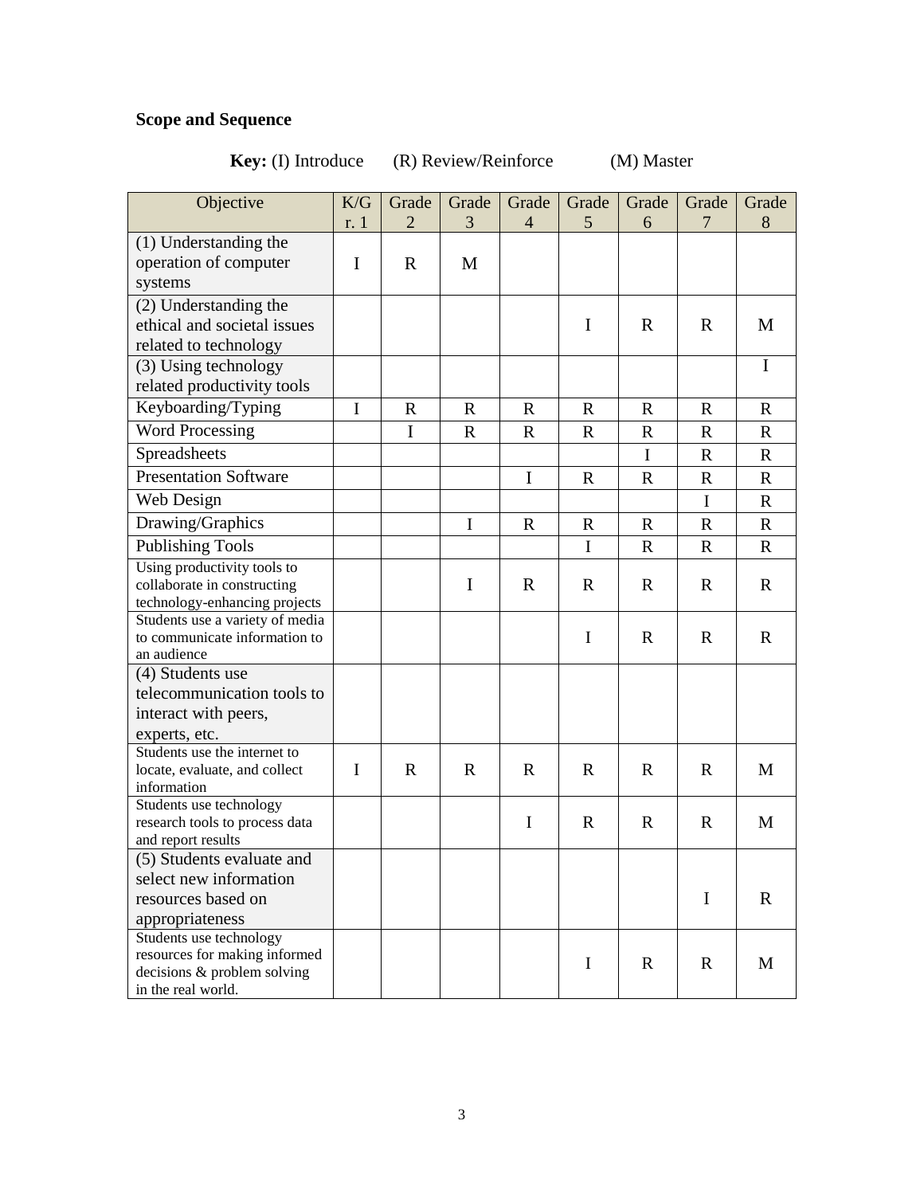**Scope and Sequence**

**Key:** (I) Introduce (R) Review/Reinforce (M) Master

| Objective | K/Gr. 1 | Grade 2 | Grade 3 | Grade 4 | Grade 5 | Grade 6 | Grade 7 | Grade 8 |
|---|---|---|---|---|---|---|---|---|
| (1) Understanding the operation of computer systems | I | R | M | | | | | |
| (2) Understanding the ethical and societal issues related to technology | | | | | I | R | R | M |
| (3) Using technology related productivity tools | | | | | | | | I |
| Keyboarding/Typing | I | R | R | R | R | R | R | R |
| Word Processing | | I | R | R | R | R | R | R |
| Spreadsheets | | | | | | I | R | R |
| Presentation Software | | | | I | R | R | R | R |
| Web Design | | | | | | | I | R |
| Drawing/Graphics | | | I | R | R | R | R | R |
| Publishing Tools | | | | | I | R | R | R |
| Using productivity tools to collaborate in constructing technology-enhancing projects | | | I | R | R | R | R | R |
| Students use a variety of media to communicate information to an audience | | | | | I | R | R | R |
| (4) Students use telecommunication tools to interact with peers, experts, etc. | | | | | | | | |
| Students use the internet to locate, evaluate, and collect information | I | R | R | R | R | R | R | M |
| Students use technology research tools to process data and report results | | | | I | R | R | R | M |
| (5) Students evaluate and select new information resources based on appropriateness | | | | | | | I | R |
| Students use technology resources for making informed decisions & problem solving in the real world. | | | | | I | R | R | M |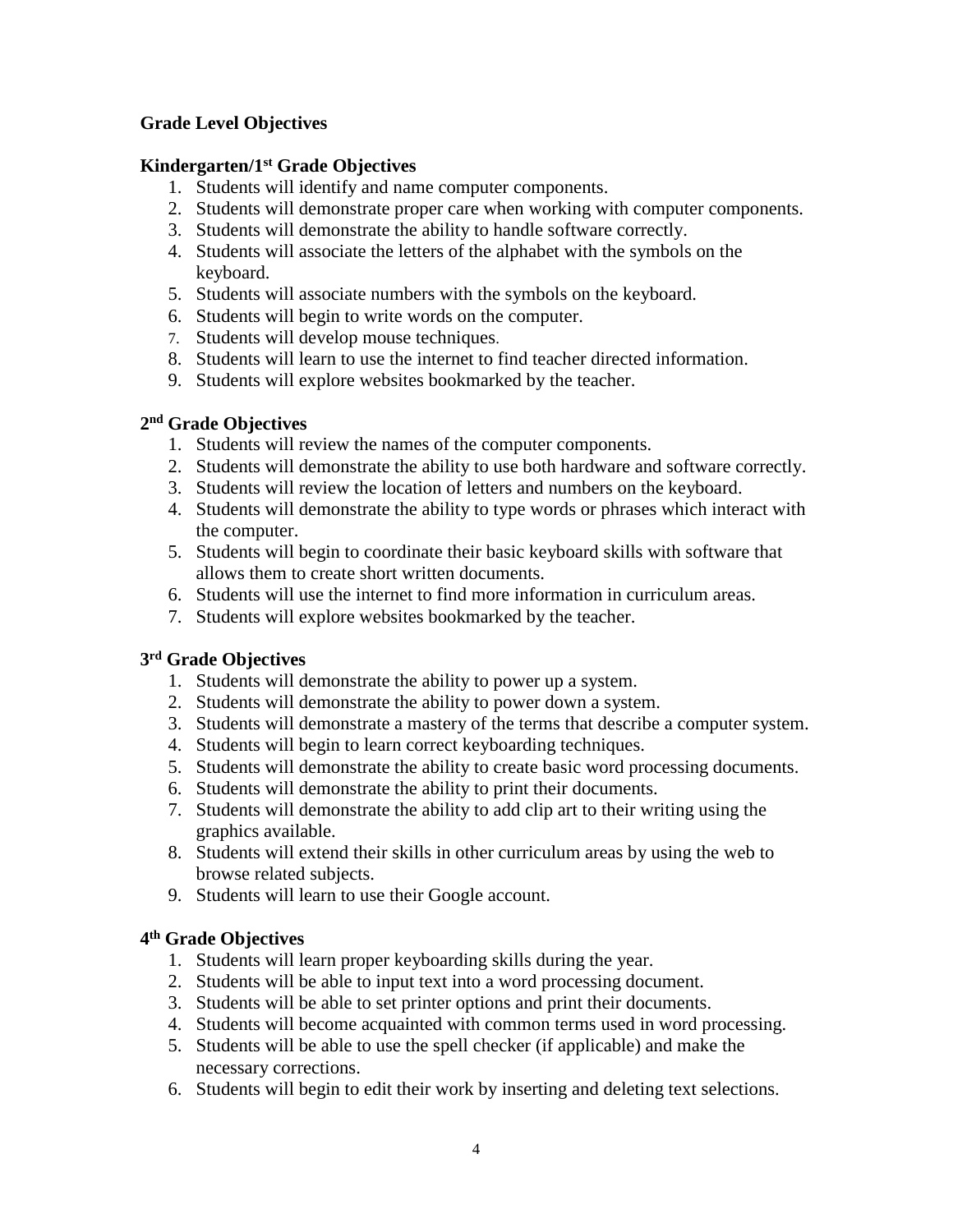## Grade Level Objectives

### Kindergarten/1st Grade Objectives

1. Students will identify and name computer components.
2. Students will demonstrate proper care when working with computer components.
3. Students will demonstrate the ability to handle software correctly.
4. Students will associate the letters of the alphabet with the symbols on the keyboard.
5. Students will associate numbers with the symbols on the keyboard.
6. Students will begin to write words on the computer.
7. Students will develop mouse techniques.
8. Students will learn to use the internet to find teacher directed information.
9. Students will explore websites bookmarked by the teacher.

### 2nd Grade Objectives

1. Students will review the names of the computer components.
2. Students will demonstrate the ability to use both hardware and software correctly.
3. Students will review the location of letters and numbers on the keyboard.
4. Students will demonstrate the ability to type words or phrases which interact with the computer.
5. Students will begin to coordinate their basic keyboard skills with software that allows them to create short written documents.
6. Students will use the internet to find more information in curriculum areas.
7. Students will explore websites bookmarked by the teacher.

### 3rd Grade Objectives

1. Students will demonstrate the ability to power up a system.
2. Students will demonstrate the ability to power down a system.
3. Students will demonstrate a mastery of the terms that describe a computer system.
4. Students will begin to learn correct keyboarding techniques.
5. Students will demonstrate the ability to create basic word processing documents.
6. Students will demonstrate the ability to print their documents.
7. Students will demonstrate the ability to add clip art to their writing using the graphics available.
8. Students will extend their skills in other curriculum areas by using the web to browse related subjects.
9. Students will learn to use their Google account.

### 4th Grade Objectives

1. Students will learn proper keyboarding skills during the year.
2. Students will be able to input text into a word processing document.
3. Students will be able to set printer options and print their documents.
4. Students will become acquainted with common terms used in word processing.
5. Students will be able to use the spell checker (if applicable) and make the necessary corrections.
6. Students will begin to edit their work by inserting and deleting text selections.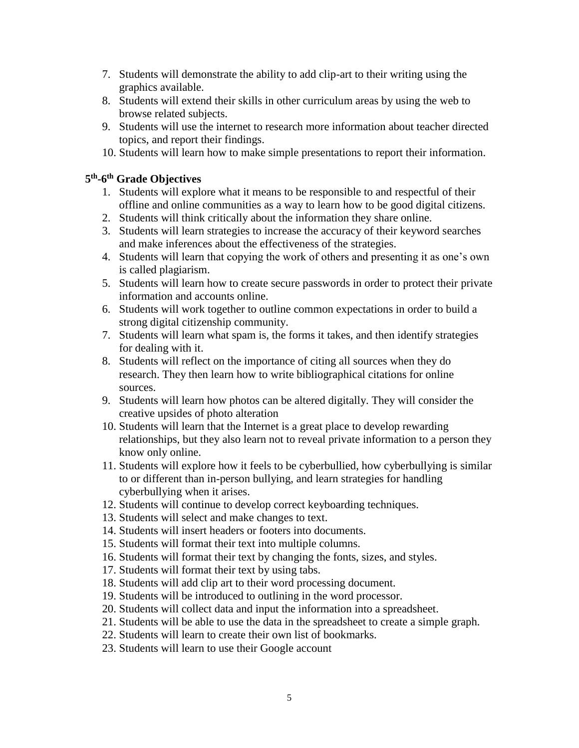7. Students will demonstrate the ability to add clip-art to their writing using the graphics available.
8. Students will extend their skills in other curriculum areas by using the web to browse related subjects.
9. Students will use the internet to research more information about teacher directed topics, and report their findings.
10. Students will learn how to make simple presentations to report their information.

**5th-6th Grade Objectives**

1. Students will explore what it means to be responsible to and respectful of their offline and online communities as a way to learn how to be good digital citizens.
2. Students will think critically about the information they share online.
3. Students will learn strategies to increase the accuracy of their keyword searches and make inferences about the effectiveness of the strategies.
4. Students will learn that copying the work of others and presenting it as one's own is called plagiarism.
5. Students will learn how to create secure passwords in order to protect their private information and accounts online.
6. Students will work together to outline common expectations in order to build a strong digital citizenship community.
7. Students will learn what spam is, the forms it takes, and then identify strategies for dealing with it.
8. Students will reflect on the importance of citing all sources when they do research. They then learn how to write bibliographical citations for online sources.
9. Students will learn how photos can be altered digitally. They will consider the creative upsides of photo alteration
10. Students will learn that the Internet is a great place to develop rewarding relationships, but they also learn not to reveal private information to a person they know only online.
11. Students will explore how it feels to be cyberbullied, how cyberbullying is similar to or different than in-person bullying, and learn strategies for handling cyberbullying when it arises.
12. Students will continue to develop correct keyboarding techniques.
13. Students will select and make changes to text.
14. Students will insert headers or footers into documents.
15. Students will format their text into multiple columns.
16. Students will format their text by changing the fonts, sizes, and styles.
17. Students will format their text by using tabs.
18. Students will add clip art to their word processing document.
19. Students will be introduced to outlining in the word processor.
20. Students will collect data and input the information into a spreadsheet.
21. Students will be able to use the data in the spreadsheet to create a simple graph.
22. Students will learn to create their own list of bookmarks.
23. Students will learn to use their Google account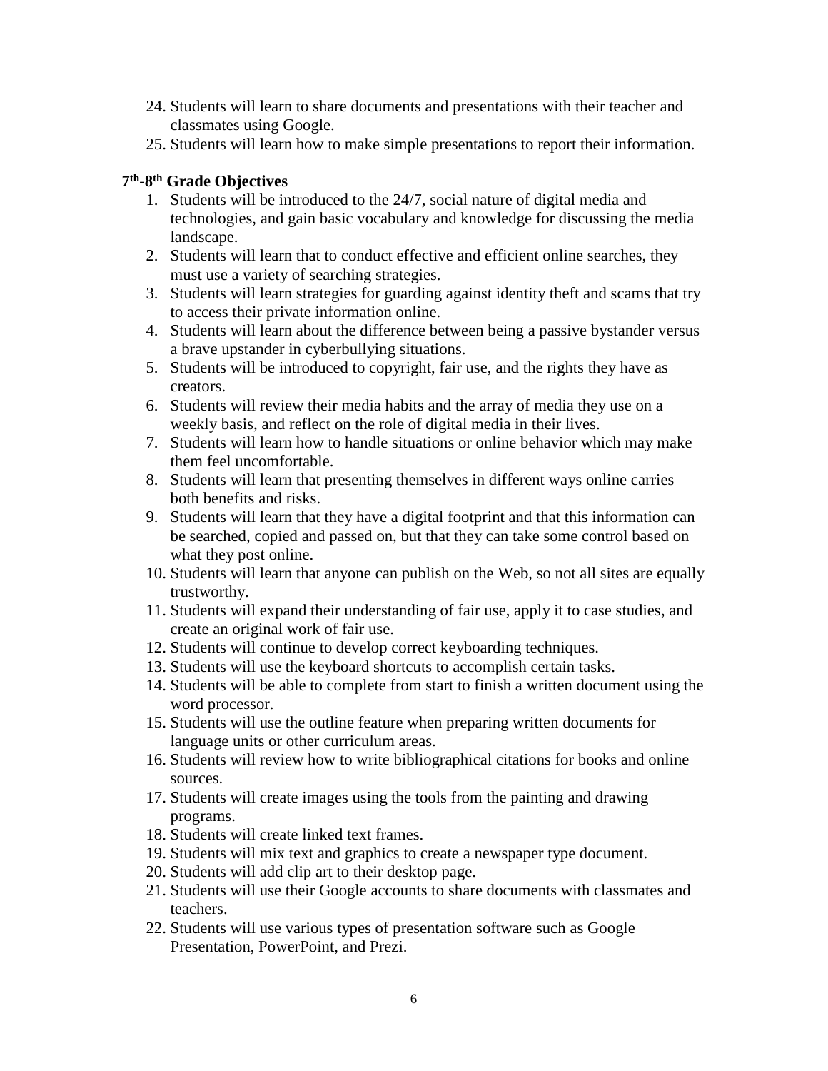24. Students will learn to share documents and presentations with their teacher and classmates using Google.
25. Students will learn how to make simple presentations to report their information.

### 7th-8th Grade Objectives

1. Students will be introduced to the 24/7, social nature of digital media and technologies, and gain basic vocabulary and knowledge for discussing the media landscape.
2. Students will learn that to conduct effective and efficient online searches, they must use a variety of searching strategies.
3. Students will learn strategies for guarding against identity theft and scams that try to access their private information online.
4. Students will learn about the difference between being a passive bystander versus a brave upstander in cyberbullying situations.
5. Students will be introduced to copyright, fair use, and the rights they have as creators.
6. Students will review their media habits and the array of media they use on a weekly basis, and reflect on the role of digital media in their lives.
7. Students will learn how to handle situations or online behavior which may make them feel uncomfortable.
8. Students will learn that presenting themselves in different ways online carries both benefits and risks.
9. Students will learn that they have a digital footprint and that this information can be searched, copied and passed on, but that they can take some control based on what they post online.
10. Students will learn that anyone can publish on the Web, so not all sites are equally trustworthy.
11. Students will expand their understanding of fair use, apply it to case studies, and create an original work of fair use.
12. Students will continue to develop correct keyboarding techniques.
13. Students will use the keyboard shortcuts to accomplish certain tasks.
14. Students will be able to complete from start to finish a written document using the word processor.
15. Students will use the outline feature when preparing written documents for language units or other curriculum areas.
16. Students will review how to write bibliographical citations for books and online sources.
17. Students will create images using the tools from the painting and drawing programs.
18. Students will create linked text frames.
19. Students will mix text and graphics to create a newspaper type document.
20. Students will add clip art to their desktop page.
21. Students will use their Google accounts to share documents with classmates and teachers.
22. Students will use various types of presentation software such as Google Presentation, PowerPoint, and Prezi.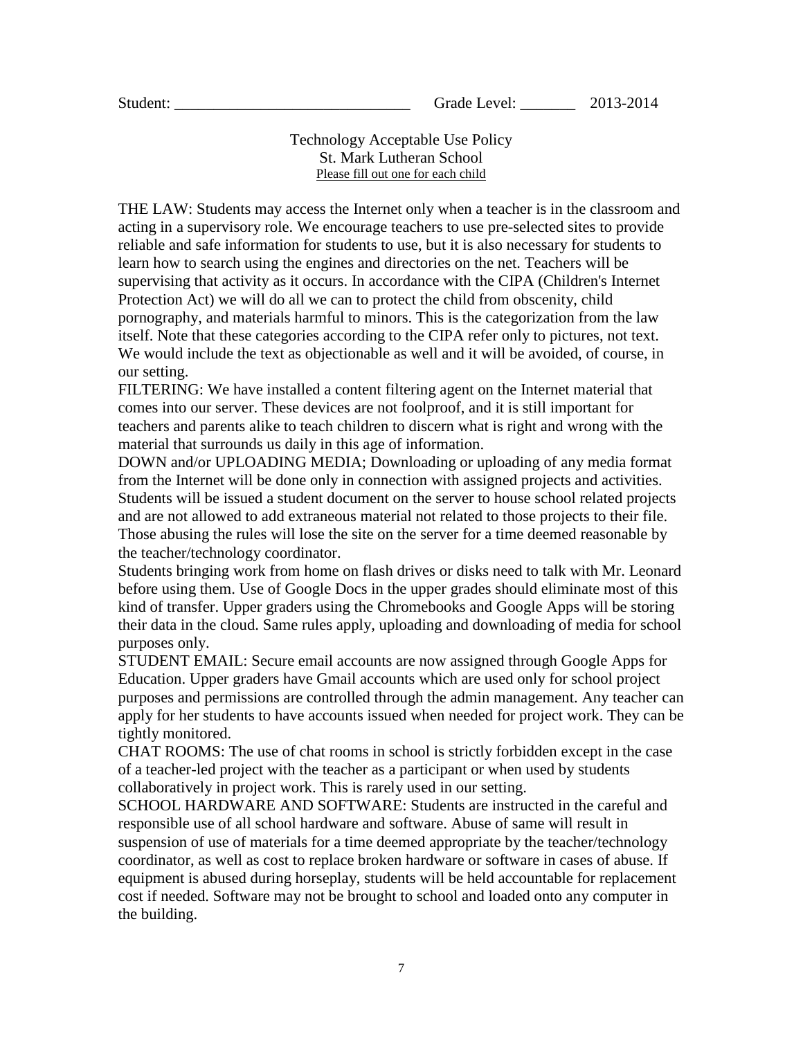Student: ______________________________ Grade Level: _______ 2013-2014

Technology Acceptable Use Policy
St. Mark Lutheran School
Please fill out one for each child

THE LAW: Students may access the Internet only when a teacher is in the classroom and acting in a supervisory role. We encourage teachers to use pre-selected sites to provide reliable and safe information for students to use, but it is also necessary for students to learn how to search using the engines and directories on the net. Teachers will be supervising that activity as it occurs. In accordance with the CIPA (Children's Internet Protection Act) we will do all we can to protect the child from obscenity, child pornography, and materials harmful to minors. This is the categorization from the law itself. Note that these categories according to the CIPA refer only to pictures, not text. We would include the text as objectionable as well and it will be avoided, of course, in our setting.

FILTERING: We have installed a content filtering agent on the Internet material that comes into our server. These devices are not foolproof, and it is still important for teachers and parents alike to teach children to discern what is right and wrong with the material that surrounds us daily in this age of information.

DOWN and/or UPLOADING MEDIA; Downloading or uploading of any media format from the Internet will be done only in connection with assigned projects and activities. Students will be issued a student document on the server to house school related projects and are not allowed to add extraneous material not related to those projects to their file. Those abusing the rules will lose the site on the server for a time deemed reasonable by the teacher/technology coordinator.

Students bringing work from home on flash drives or disks need to talk with Mr. Leonard before using them. Use of Google Docs in the upper grades should eliminate most of this kind of transfer. Upper graders using the Chromebooks and Google Apps will be storing their data in the cloud. Same rules apply, uploading and downloading of media for school purposes only.

STUDENT EMAIL: Secure email accounts are now assigned through Google Apps for Education. Upper graders have Gmail accounts which are used only for school project purposes and permissions are controlled through the admin management. Any teacher can apply for her students to have accounts issued when needed for project work. They can be tightly monitored.

CHAT ROOMS: The use of chat rooms in school is strictly forbidden except in the case of a teacher-led project with the teacher as a participant or when used by students collaboratively in project work. This is rarely used in our setting.

SCHOOL HARDWARE AND SOFTWARE: Students are instructed in the careful and responsible use of all school hardware and software. Abuse of same will result in suspension of use of materials for a time deemed appropriate by the teacher/technology coordinator, as well as cost to replace broken hardware or software in cases of abuse. If equipment is abused during horseplay, students will be held accountable for replacement cost if needed. Software may not be brought to school and loaded onto any computer in the building.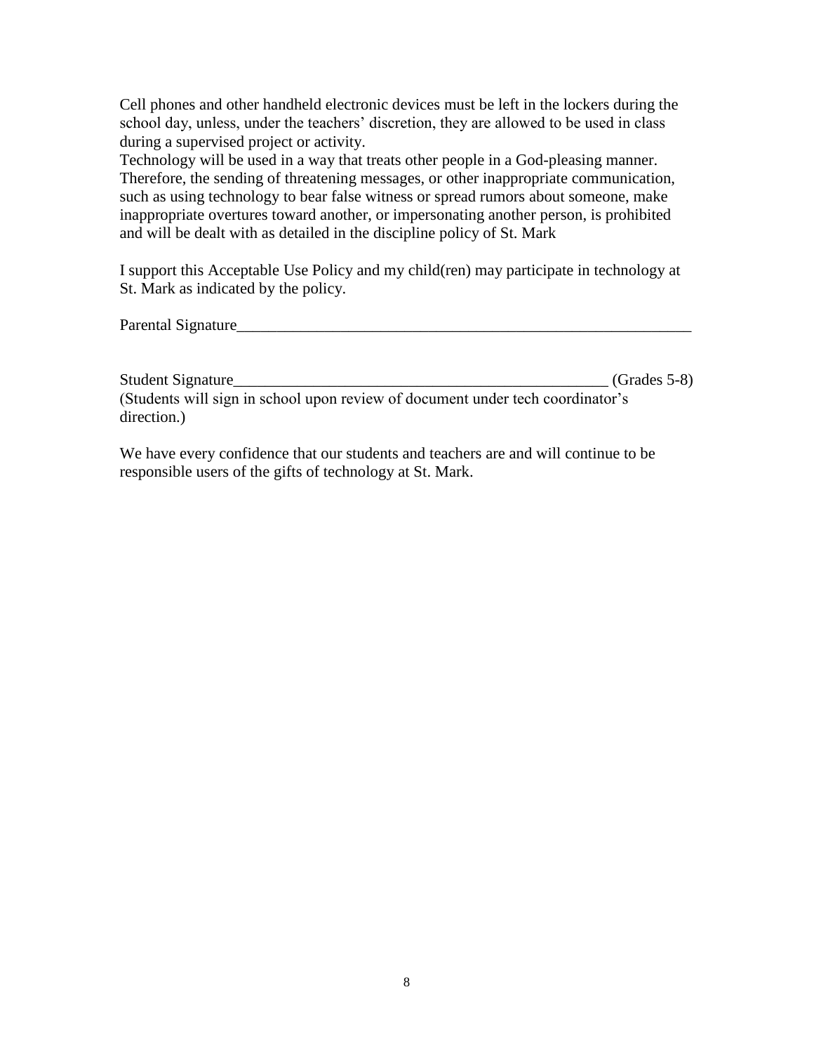Cell phones and other handheld electronic devices must be left in the lockers during the school day, unless, under the teachers' discretion, they are allowed to be used in class during a supervised project or activity.

Technology will be used in a way that treats other people in a God-pleasing manner. Therefore, the sending of threatening messages, or other inappropriate communication, such as using technology to bear false witness or spread rumors about someone, make inappropriate overtures toward another, or impersonating another person, is prohibited and will be dealt with as detailed in the discipline policy of St. Mark

I support this Acceptable Use Policy and my child(ren) may participate in technology at St. Mark as indicated by the policy.

Parental Signature____________________________________________________________

Student Signature_______________________________________________ (Grades 5-8)
(Students will sign in school upon review of document under tech coordinator's direction.)

We have every confidence that our students and teachers are and will continue to be responsible users of the gifts of technology at St. Mark.